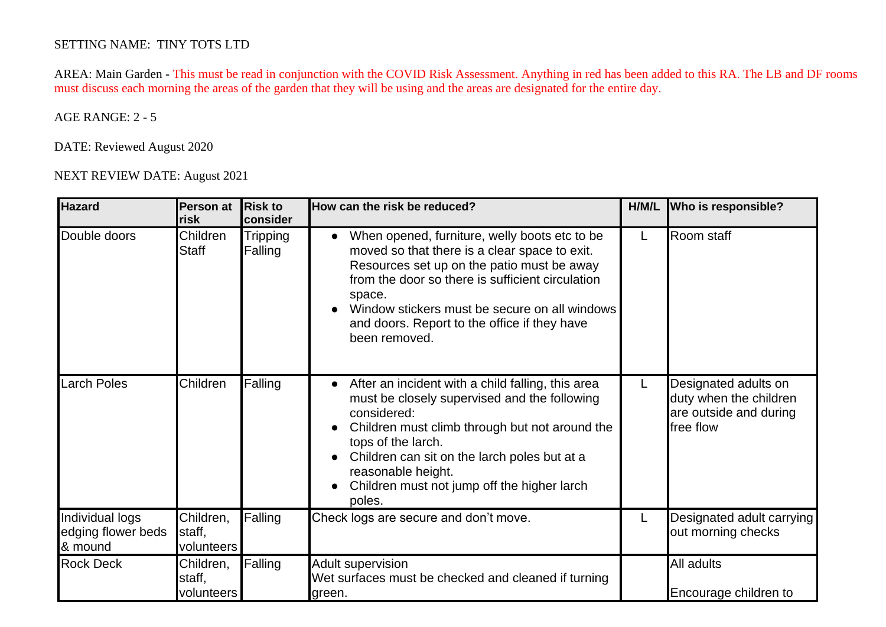SETTING NAME: TINY TOTS LTD

AREA: Main Garden - This must be read in conjunction with the COVID Risk Assessment. Anything in red has been added to this RA. The LB and DF rooms must discuss each morning the areas of the garden that they will be using and the areas are designated for the entire day.

AGE RANGE: 2 - 5

DATE: Reviewed August 2020

NEXT REVIEW DATE: August 2021

| Hazard | Person at risk | Risk to consider | How can the risk be reduced? | H/M/L | Who is responsible? |
|---|---|---|---|---|---|
| Double doors | Children<br>Staff | Tripping<br>Falling | • When opened, furniture, welly boots etc to be moved so that there is a clear space to exit. Resources set up on the patio must be away from the door so there is sufficient circulation space.<br>• Window stickers must be secure on all windows and doors. Report to the office if they have been removed. | L | Room staff |
| Larch Poles | Children | Falling | • After an incident with a child falling, this area must be closely supervised and the following considered:<br>• Children must climb through but not around the tops of the larch.<br>• Children can sit on the larch poles but at a reasonable height.<br>• Children must not jump off the higher larch poles. | L | Designated adults on duty when the children are outside and during free flow |
| Individual logs edging flower beds & mound | Children, staff, volunteers | Falling | Check logs are secure and don't move. | L | Designated adult carrying out morning checks |
| Rock Deck | Children, staff, volunteers | Falling | Adult supervision<br>Wet surfaces must be checked and cleaned if turning green. | | All adults<br><br>Encourage children to |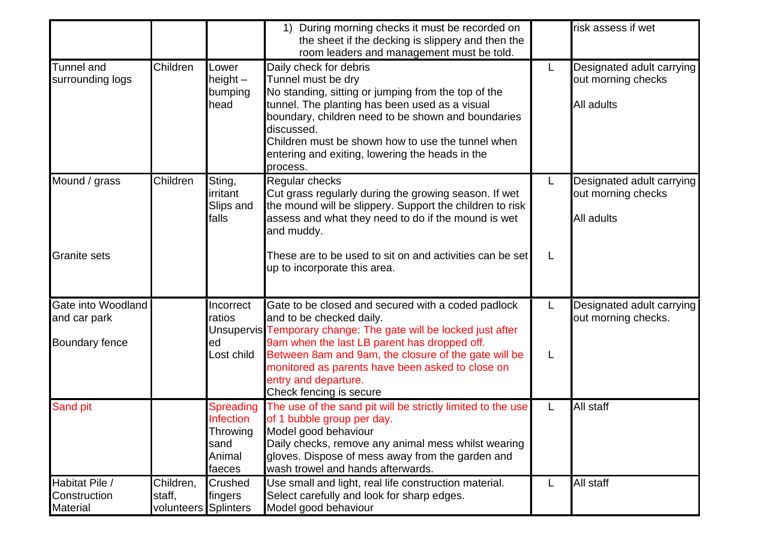| | | | 1) During morning checks it must be recorded on the sheet if the decking is slippery and then the room leaders and management must be told. | | risk assess if wet |
|---|---|---|---|---|---|
| Tunnel and surrounding logs | Children | Lower height – bumping head | Daily check for debris<br>Tunnel must be dry<br>No standing, sitting or jumping from the top of the tunnel. The planting has been used as a visual boundary, children need to be shown and boundaries discussed.<br>Children must be shown how to use the tunnel when entering and exiting, lowering the heads in the process. | L | Designated adult carrying out morning checks<br><br>All adults |
| Mound / grass<br><br><br><br><br>Granite sets | Children | Sting, irritant<br>Slips and falls | Regular checks<br>Cut grass regularly during the growing season. If wet the mound will be slippery. Support the children to risk assess and what they need to do if the mound is wet and muddy.<br><br>These are to be used to sit on and activities can be set up to incorporate this area. | L<br><br><br><br><br>L | Designated adult carrying out morning checks<br><br>All adults |
| Gate into Woodland and car park<br><br>Boundary fence | | Incorrect ratios<br>Unsupervised<br>Lost child | Gate to be closed and secured with a coded padlock and to be checked daily.<br>Temporary change: The gate will be locked just after 9am when the last LB parent has dropped off.<br>Between 8am and 9am, the closure of the gate will be monitored as parents have been asked to close on entry and departure.<br>Check fencing is secure | L<br><br><br><br>L | Designated adult carrying out morning checks. |
| Sand pit | | Spreading Infection<br>Throwing sand<br>Animal faeces | The use of the sand pit will be strictly limited to the use of 1 bubble group per day.<br>Model good behaviour<br>Daily checks, remove any animal mess whilst wearing gloves. Dispose of mess away from the garden and wash trowel and hands afterwards. | L | All staff |
| Habitat Pile / Construction Material | Children, staff, volunteers | Crushed fingers<br>Splinters | Use small and light, real life construction material.<br>Select carefully and look for sharp edges.<br>Model good behaviour | L | All staff |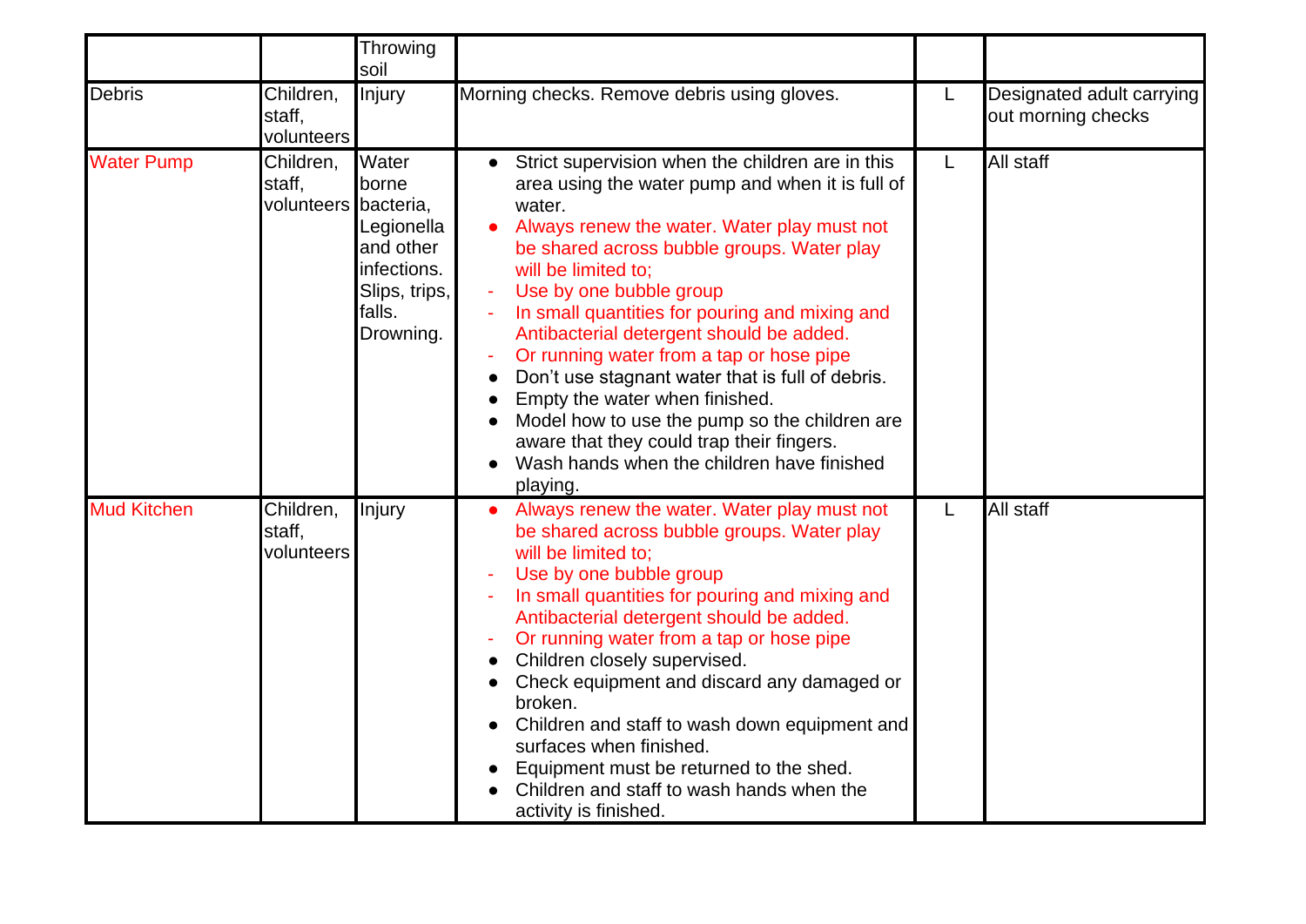| | | | | | |
|---|---|---|---|---|---|
| | | Throwing soil | | | |
| Debris | Children, staff, volunteers | Injury | Morning checks. Remove debris using gloves. | L | Designated adult carrying out morning checks |
| Water Pump | Children, staff, volunteers | Water borne bacteria, Legionella and other infections. Slips, trips, falls. Drowning. | • Strict supervision when the children are in this area using the water pump and when it is full of water.<br>• Always renew the water. Water play must not be shared across bubble groups. Water play will be limited to;<br>- Use by one bubble group<br>- In small quantities for pouring and mixing and Antibacterial detergent should be added.<br>- Or running water from a tap or hose pipe<br>• Don't use stagnant water that is full of debris.<br>• Empty the water when finished.<br>• Model how to use the pump so the children are aware that they could trap their fingers.<br>• Wash hands when the children have finished playing. | L | All staff |
| Mud Kitchen | Children, staff, volunteers | Injury | • Always renew the water. Water play must not be shared across bubble groups. Water play will be limited to;<br>- Use by one bubble group<br>- In small quantities for pouring and mixing and Antibacterial detergent should be added.<br>- Or running water from a tap or hose pipe<br>• Children closely supervised.<br>• Check equipment and discard any damaged or broken.<br>• Children and staff to wash down equipment and surfaces when finished.<br>• Equipment must be returned to the shed.<br>• Children and staff to wash hands when the activity is finished. | L | All staff |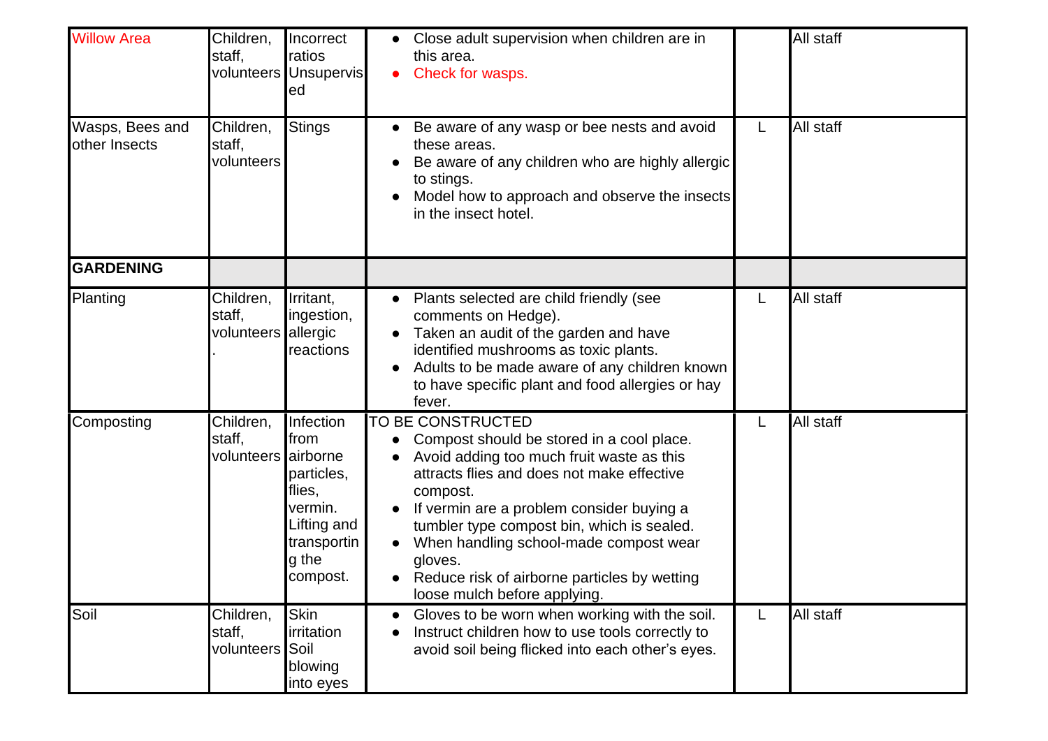| Willow Area | Children, staff, volunteers | Incorrect ratios Unsupervised | • Close adult supervision when children are in this area.<br>• Check for wasps. | | All staff |
|---|---|---|---|---|---|
| Wasps, Bees and other Insects | Children, staff, volunteers | Stings | • Be aware of any wasp or bee nests and avoid these areas.<br>• Be aware of any children who are highly allergic to stings.<br>• Model how to approach and observe the insects in the insect hotel. | L | All staff |
| **GARDENING** | | | | | |
| Planting | Children, staff, volunteers. | Irritant, ingestion, allergic reactions | • Plants selected are child friendly (see comments on Hedge).<br>• Taken an audit of the garden and have identified mushrooms as toxic plants.<br>• Adults to be made aware of any children known to have specific plant and food allergies or hay fever. | L | All staff |
| Composting | Children, staff, volunteers | Infection from airborne particles, flies, vermin. Lifting and transporting the compost. | TO BE CONSTRUCTED<br>• Compost should be stored in a cool place.<br>• Avoid adding too much fruit waste as this attracts flies and does not make effective compost.<br>• If vermin are a problem consider buying a tumbler type compost bin, which is sealed.<br>• When handling school-made compost wear gloves.<br>• Reduce risk of airborne particles by wetting loose mulch before applying. | L | All staff |
| Soil | Children, staff, volunteers | Skin irritation Soil blowing into eyes | • Gloves to be worn when working with the soil.<br>• Instruct children how to use tools correctly to avoid soil being flicked into each other's eyes. | L | All staff |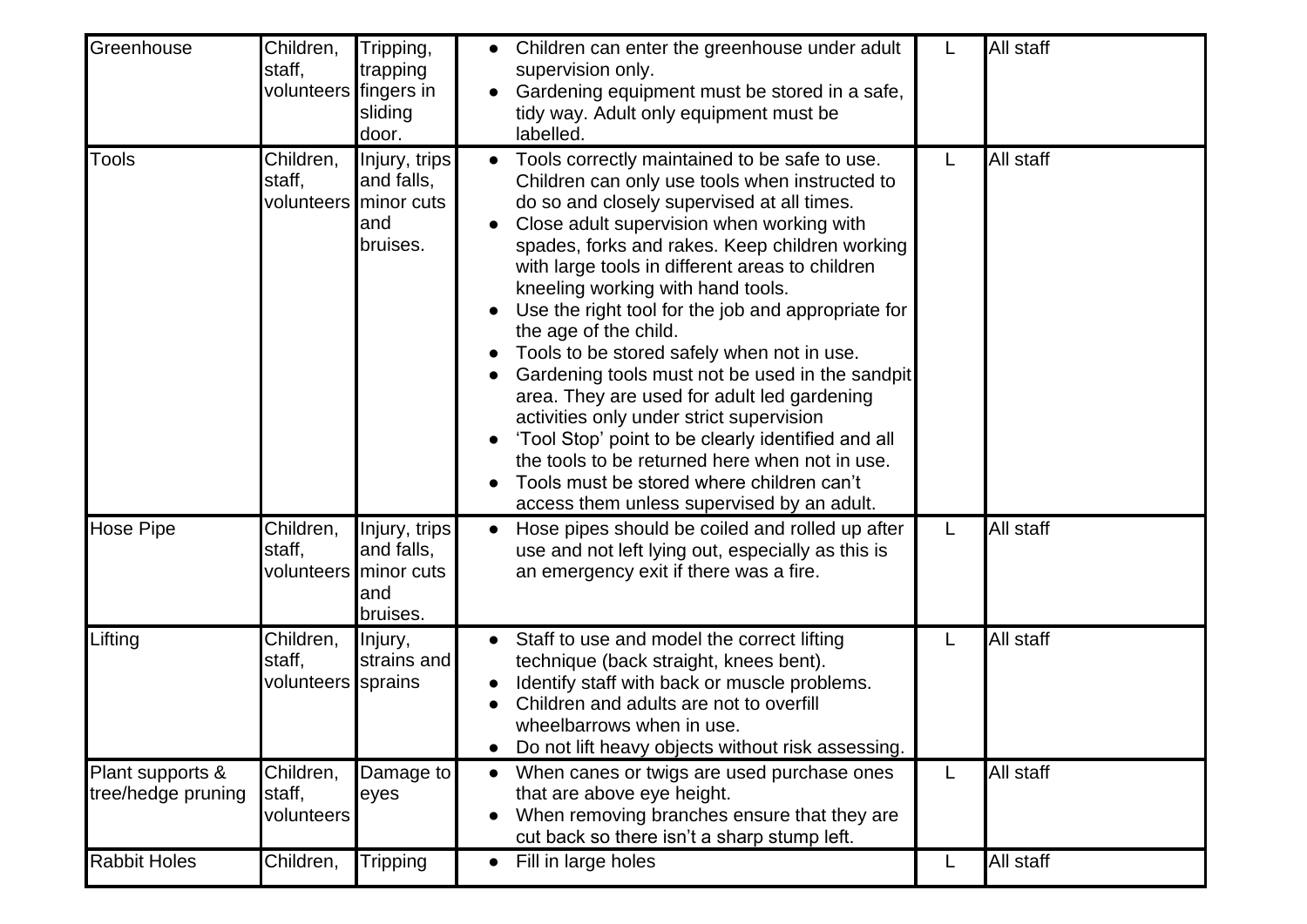| Greenhouse | Children, staff, volunteers | Tripping, trapping fingers in sliding door. | • Children can enter the greenhouse under adult supervision only.<br>• Gardening equipment must be stored in a safe, tidy way. Adult only equipment must be labelled. | L | All staff |
|---|---|---|---|---|---|
| Tools | Children, staff, volunteers | Injury, trips and falls, minor cuts and bruises. | • Tools correctly maintained to be safe to use. Children can only use tools when instructed to do so and closely supervised at all times.<br>• Close adult supervision when working with spades, forks and rakes. Keep children working with large tools in different areas to children kneeling working with hand tools.<br>• Use the right tool for the job and appropriate for the age of the child.<br>• Tools to be stored safely when not in use.<br>• Gardening tools must not be used in the sandpit area. They are used for adult led gardening activities only under strict supervision<br>• 'Tool Stop' point to be clearly identified and all the tools to be returned here when not in use.<br>• Tools must be stored where children can't access them unless supervised by an adult. | L | All staff |
| Hose Pipe | Children, staff, volunteers | Injury, trips and falls, minor cuts and bruises. | • Hose pipes should be coiled and rolled up after use and not left lying out, especially as this is an emergency exit if there was a fire. | L | All staff |
| Lifting | Children, staff, volunteers | Injury, strains and sprains | • Staff to use and model the correct lifting technique (back straight, knees bent).<br>• Identify staff with back or muscle problems.<br>• Children and adults are not to overfill wheelbarrows when in use.<br>• Do not lift heavy objects without risk assessing. | L | All staff |
| Plant supports & tree/hedge pruning | Children, staff, volunteers | Damage to eyes | • When canes or twigs are used purchase ones that are above eye height.<br>• When removing branches ensure that they are cut back so there isn't a sharp stump left. | L | All staff |
| Rabbit Holes | Children, | Tripping | • Fill in large holes | L | All staff |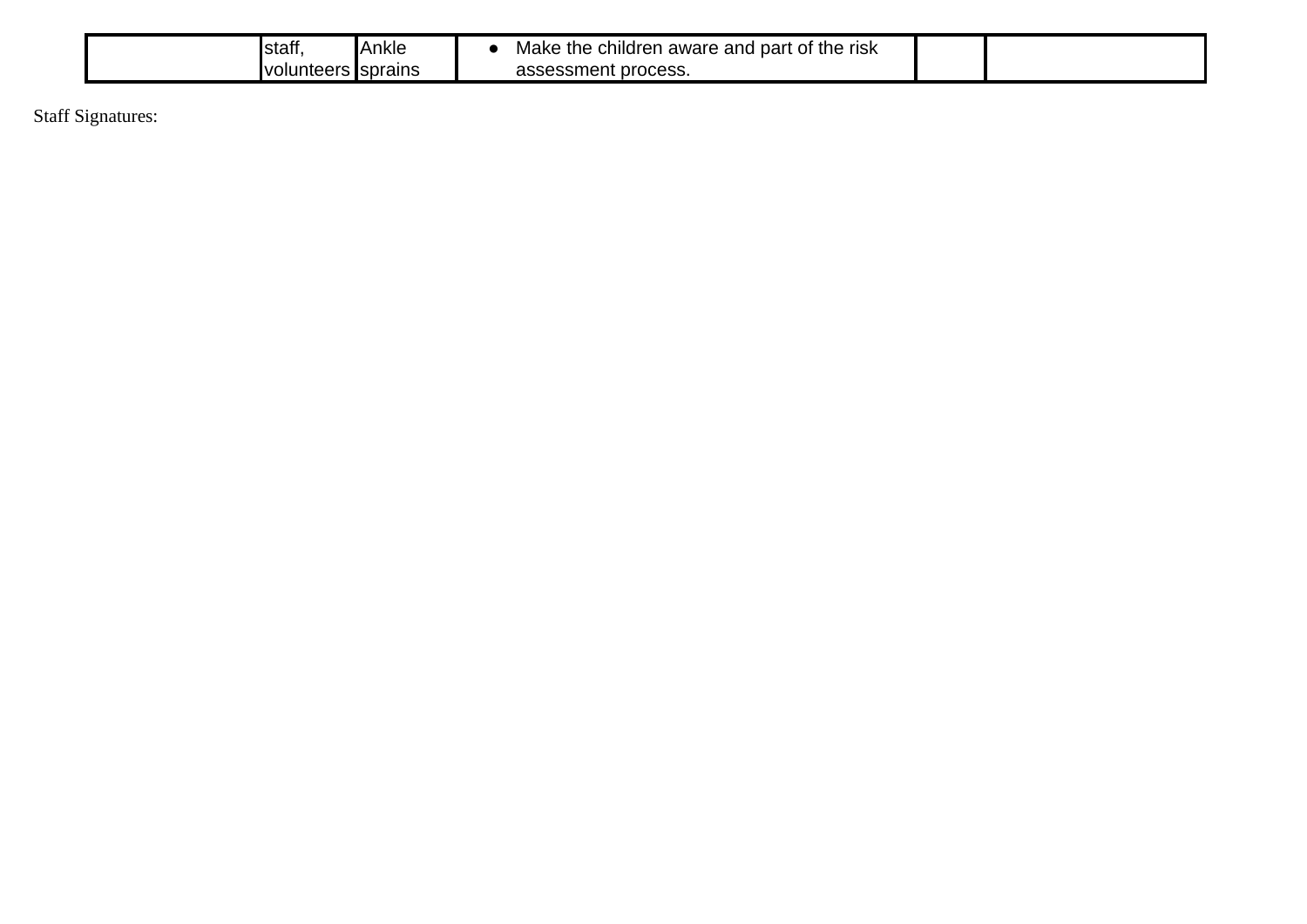| | | | | | |
|---|---|---|---|---|---|
| | staff, volunteers | Ankle sprains | • Make the children aware and part of the risk assessment process. | | |

Staff Signatures: